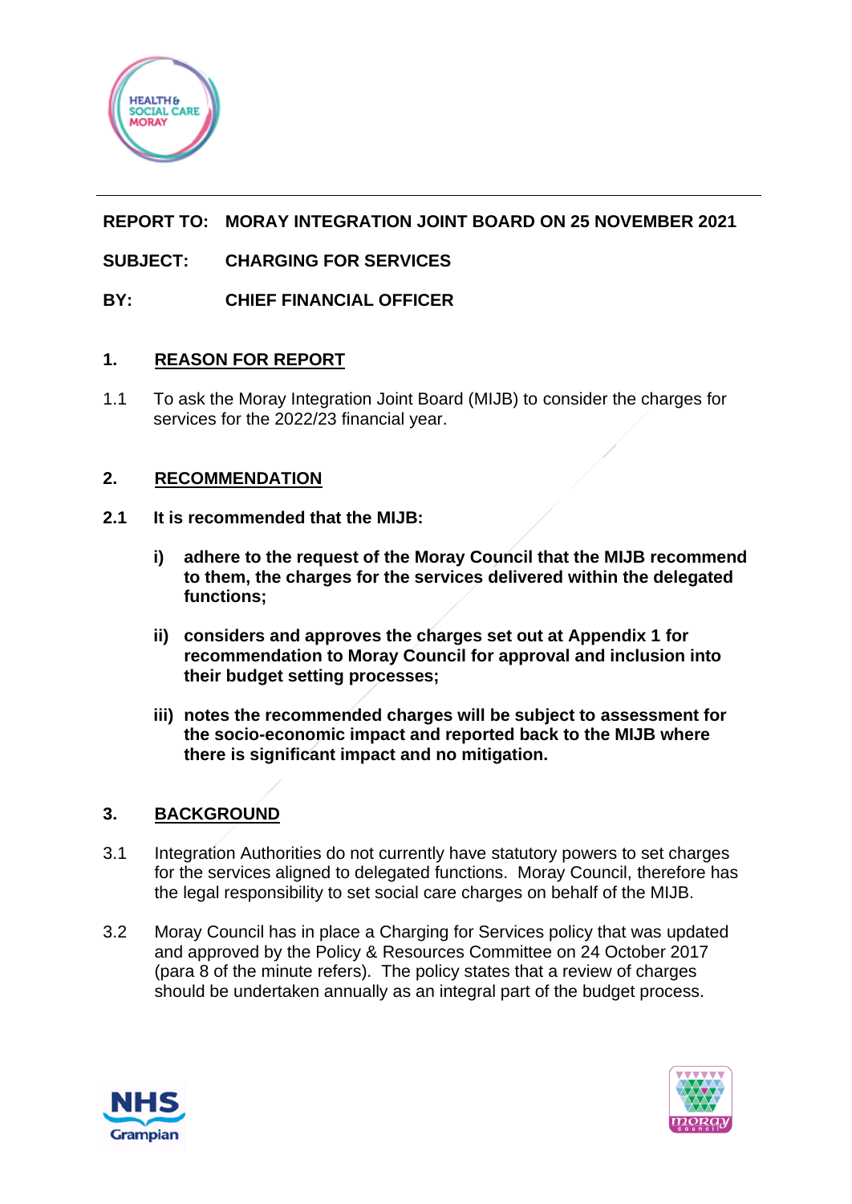**REPORT TO:** **MORAY INTEGRATION JOINT BOARD ON 25 NOVEMBER 2021**

**SUBJECT:** **CHARGING FOR SERVICES**

**BY:** **CHIEF FINANCIAL OFFICER**

## 1. REASON FOR REPORT

1.1 To ask the Moray Integration Joint Board (MIJB) to consider the charges for services for the 2022/23 financial year.

## 2. RECOMMENDATION

**2.1 It is recommended that the MIJB:**

**i) adhere to the request of the Moray Council that the MIJB recommend to them, the charges for the services delivered within the delegated functions;**

**ii) considers and approves the charges set out at Appendix 1 for recommendation to Moray Council for approval and inclusion into their budget setting processes;**

**iii) notes the recommended charges will be subject to assessment for the socio-economic impact and reported back to the MIJB where there is significant impact and no mitigation.**

## 3. BACKGROUND

3.1 Integration Authorities do not currently have statutory powers to set charges for the services aligned to delegated functions. Moray Council, therefore has the legal responsibility to set social care charges on behalf of the MIJB.

3.2 Moray Council has in place a Charging for Services policy that was updated and approved by the Policy & Resources Committee on 24 October 2017 (para 8 of the minute refers). The policy states that a review of charges should be undertaken annually as an integral part of the budget process.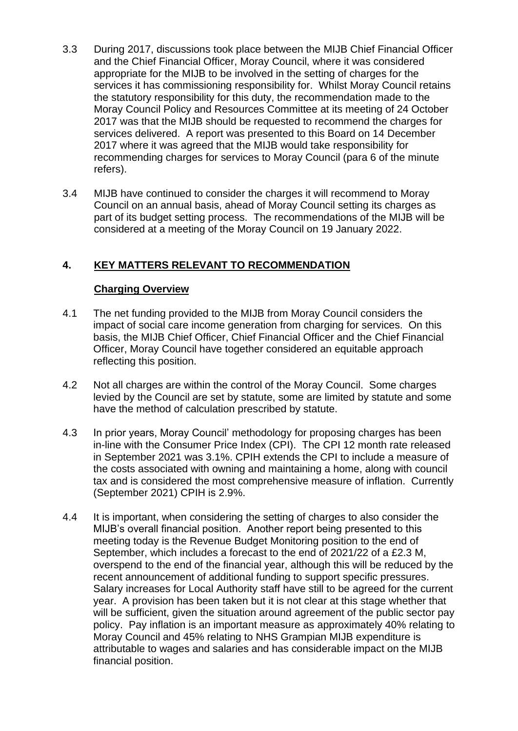3.3 During 2017, discussions took place between the MIJB Chief Financial Officer and the Chief Financial Officer, Moray Council, where it was considered appropriate for the MIJB to be involved in the setting of charges for the services it has commissioning responsibility for. Whilst Moray Council retains the statutory responsibility for this duty, the recommendation made to the Moray Council Policy and Resources Committee at its meeting of 24 October 2017 was that the MIJB should be requested to recommend the charges for services delivered. A report was presented to this Board on 14 December 2017 where it was agreed that the MIJB would take responsibility for recommending charges for services to Moray Council (para 6 of the minute refers).

3.4 MIJB have continued to consider the charges it will recommend to Moray Council on an annual basis, ahead of Moray Council setting its charges as part of its budget setting process. The recommendations of the MIJB will be considered at a meeting of the Moray Council on 19 January 2022.

## 4. KEY MATTERS RELEVANT TO RECOMMENDATION

### Charging Overview

4.1 The net funding provided to the MIJB from Moray Council considers the impact of social care income generation from charging for services. On this basis, the MIJB Chief Officer, Chief Financial Officer and the Chief Financial Officer, Moray Council have together considered an equitable approach reflecting this position.

4.2 Not all charges are within the control of the Moray Council. Some charges levied by the Council are set by statute, some are limited by statute and some have the method of calculation prescribed by statute.

4.3 In prior years, Moray Council' methodology for proposing charges has been in-line with the Consumer Price Index (CPI). The CPI 12 month rate released in September 2021 was 3.1%. CPIH extends the CPI to include a measure of the costs associated with owning and maintaining a home, along with council tax and is considered the most comprehensive measure of inflation. Currently (September 2021) CPIH is 2.9%.

4.4 It is important, when considering the setting of charges to also consider the MIJB's overall financial position. Another report being presented to this meeting today is the Revenue Budget Monitoring position to the end of September, which includes a forecast to the end of 2021/22 of a £2.3 M, overspend to the end of the financial year, although this will be reduced by the recent announcement of additional funding to support specific pressures. Salary increases for Local Authority staff have still to be agreed for the current year. A provision has been taken but it is not clear at this stage whether that will be sufficient, given the situation around agreement of the public sector pay policy. Pay inflation is an important measure as approximately 40% relating to Moray Council and 45% relating to NHS Grampian MIJB expenditure is attributable to wages and salaries and has considerable impact on the MIJB financial position.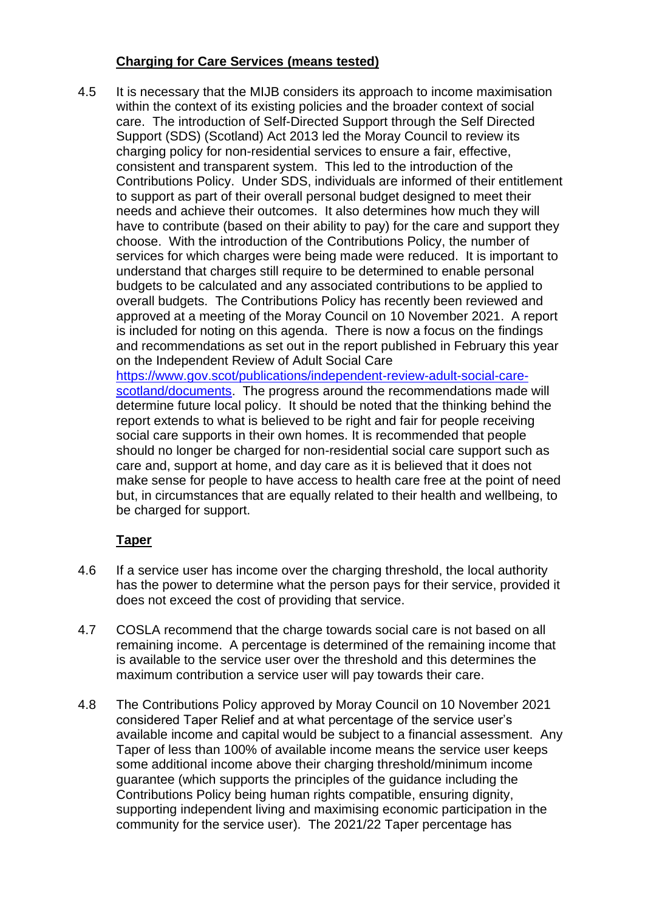**Charging for Care Services (means tested)**

4.5 It is necessary that the MIJB considers its approach to income maximisation within the context of its existing policies and the broader context of social care. The introduction of Self-Directed Support through the Self Directed Support (SDS) (Scotland) Act 2013 led the Moray Council to review its charging policy for non-residential services to ensure a fair, effective, consistent and transparent system. This led to the introduction of the Contributions Policy. Under SDS, individuals are informed of their entitlement to support as part of their overall personal budget designed to meet their needs and achieve their outcomes. It also determines how much they will have to contribute (based on their ability to pay) for the care and support they choose. With the introduction of the Contributions Policy, the number of services for which charges were being made were reduced. It is important to understand that charges still require to be determined to enable personal budgets to be calculated and any associated contributions to be applied to overall budgets. The Contributions Policy has recently been reviewed and approved at a meeting of the Moray Council on 10 November 2021. A report is included for noting on this agenda. There is now a focus on the findings and recommendations as set out in the report published in February this year on the Independent Review of Adult Social Care [https://www.gov.scot/publications/independent-review-adult-social-care-scotland/documents](https://www.gov.scot/publications/independent-review-adult-social-care-scotland/documents). The progress around the recommendations made will determine future local policy. It should be noted that the thinking behind the report extends to what is believed to be right and fair for people receiving social care supports in their own homes. It is recommended that people should no longer be charged for non-residential social care support such as care and, support at home, and day care as it is believed that it does not make sense for people to have access to health care free at the point of need but, in circumstances that are equally related to their health and wellbeing, to be charged for support.

**Taper**

4.6 If a service user has income over the charging threshold, the local authority has the power to determine what the person pays for their service, provided it does not exceed the cost of providing that service.

4.7 COSLA recommend that the charge towards social care is not based on all remaining income. A percentage is determined of the remaining income that is available to the service user over the threshold and this determines the maximum contribution a service user will pay towards their care.

4.8 The Contributions Policy approved by Moray Council on 10 November 2021 considered Taper Relief and at what percentage of the service user's available income and capital would be subject to a financial assessment. Any Taper of less than 100% of available income means the service user keeps some additional income above their charging threshold/minimum income guarantee (which supports the principles of the guidance including the Contributions Policy being human rights compatible, ensuring dignity, supporting independent living and maximising economic participation in the community for the service user). The 2021/22 Taper percentage has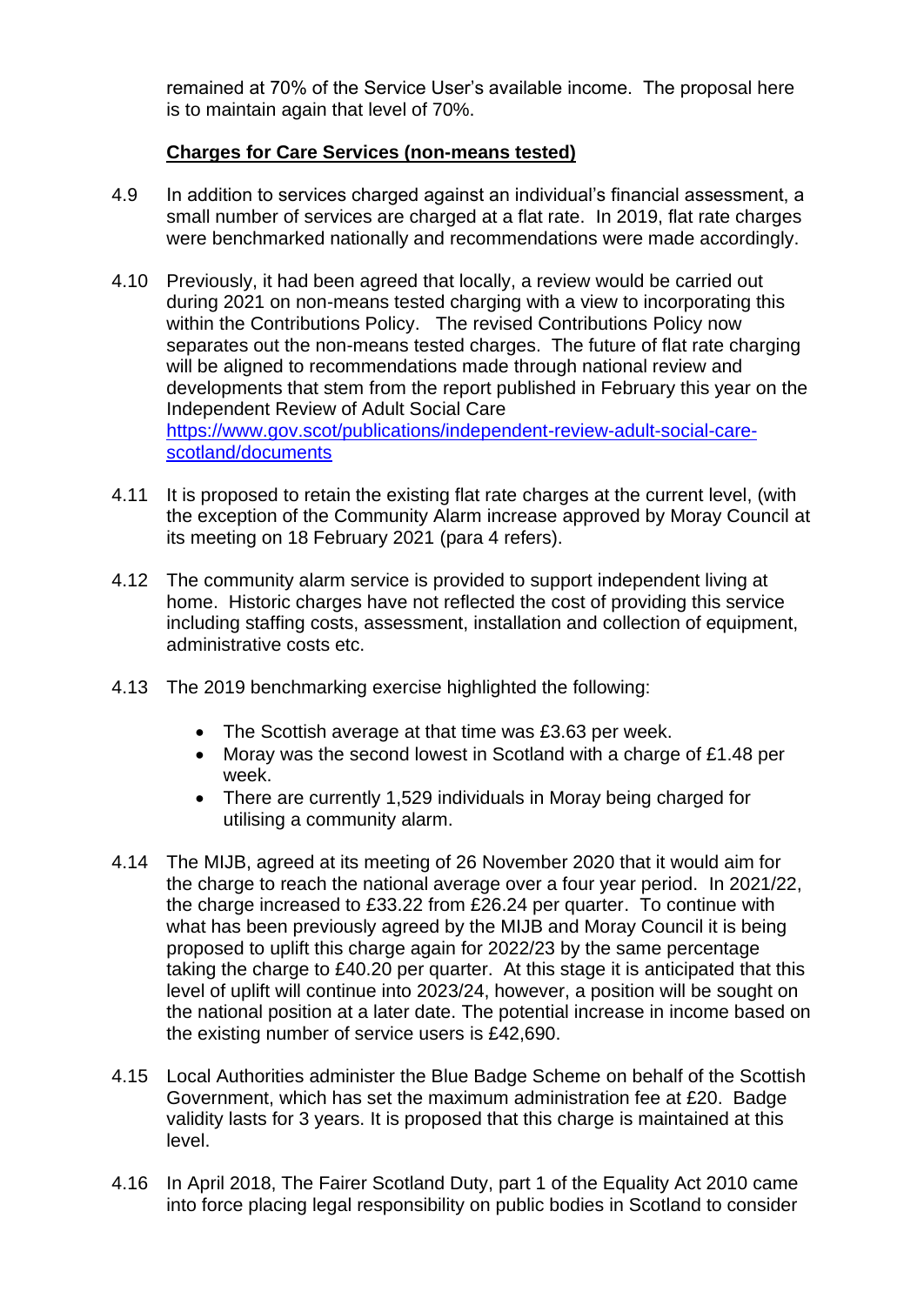remained at 70% of the Service User's available income. The proposal here is to maintain again that level of 70%.

**Charges for Care Services (non-means tested)**

4.9 In addition to services charged against an individual's financial assessment, a small number of services are charged at a flat rate. In 2019, flat rate charges were benchmarked nationally and recommendations were made accordingly.

4.10 Previously, it had been agreed that locally, a review would be carried out during 2021 on non-means tested charging with a view to incorporating this within the Contributions Policy. The revised Contributions Policy now separates out the non-means tested charges. The future of flat rate charging will be aligned to recommendations made through national review and developments that stem from the report published in February this year on the Independent Review of Adult Social Care [https://www.gov.scot/publications/independent-review-adult-social-care-scotland/documents](https://www.gov.scot/publications/independent-review-adult-social-care-scotland/documents)

4.11 It is proposed to retain the existing flat rate charges at the current level, (with the exception of the Community Alarm increase approved by Moray Council at its meeting on 18 February 2021 (para 4 refers).

4.12 The community alarm service is provided to support independent living at home. Historic charges have not reflected the cost of providing this service including staffing costs, assessment, installation and collection of equipment, administrative costs etc.

4.13 The 2019 benchmarking exercise highlighted the following:

- The Scottish average at that time was £3.63 per week.
- Moray was the second lowest in Scotland with a charge of £1.48 per week.
- There are currently 1,529 individuals in Moray being charged for utilising a community alarm.

4.14 The MIJB, agreed at its meeting of 26 November 2020 that it would aim for the charge to reach the national average over a four year period. In 2021/22, the charge increased to £33.22 from £26.24 per quarter. To continue with what has been previously agreed by the MIJB and Moray Council it is being proposed to uplift this charge again for 2022/23 by the same percentage taking the charge to £40.20 per quarter. At this stage it is anticipated that this level of uplift will continue into 2023/24, however, a position will be sought on the national position at a later date. The potential increase in income based on the existing number of service users is £42,690.

4.15 Local Authorities administer the Blue Badge Scheme on behalf of the Scottish Government, which has set the maximum administration fee at £20. Badge validity lasts for 3 years. It is proposed that this charge is maintained at this level.

4.16 In April 2018, The Fairer Scotland Duty, part 1 of the Equality Act 2010 came into force placing legal responsibility on public bodies in Scotland to consider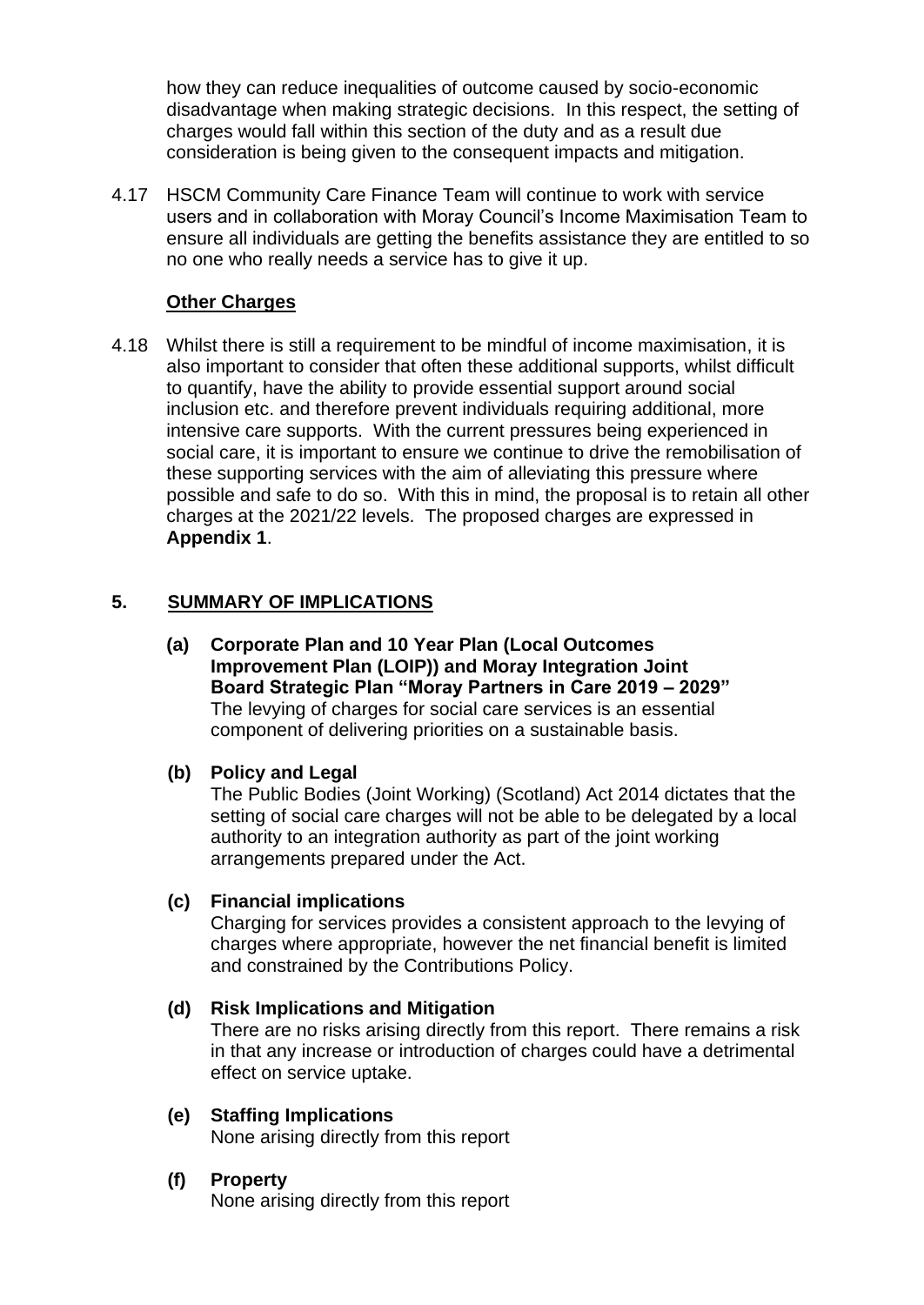how they can reduce inequalities of outcome caused by socio-economic disadvantage when making strategic decisions. In this respect, the setting of charges would fall within this section of the duty and as a result due consideration is being given to the consequent impacts and mitigation.

4.17 HSCM Community Care Finance Team will continue to work with service users and in collaboration with Moray Council's Income Maximisation Team to ensure all individuals are getting the benefits assistance they are entitled to so no one who really needs a service has to give it up.

**Other Charges**

4.18 Whilst there is still a requirement to be mindful of income maximisation, it is also important to consider that often these additional supports, whilst difficult to quantify, have the ability to provide essential support around social inclusion etc. and therefore prevent individuals requiring additional, more intensive care supports. With the current pressures being experienced in social care, it is important to ensure we continue to drive the remobilisation of these supporting services with the aim of alleviating this pressure where possible and safe to do so. With this in mind, the proposal is to retain all other charges at the 2021/22 levels. The proposed charges are expressed in **Appendix 1**.

## 5. SUMMARY OF IMPLICATIONS

**(a) Corporate Plan and 10 Year Plan (Local Outcomes Improvement Plan (LOIP)) and Moray Integration Joint Board Strategic Plan "Moray Partners in Care 2019 – 2029"**
The levying of charges for social care services is an essential component of delivering priorities on a sustainable basis.

**(b) Policy and Legal**
The Public Bodies (Joint Working) (Scotland) Act 2014 dictates that the setting of social care charges will not be able to be delegated by a local authority to an integration authority as part of the joint working arrangements prepared under the Act.

**(c) Financial implications**
Charging for services provides a consistent approach to the levying of charges where appropriate, however the net financial benefit is limited and constrained by the Contributions Policy.

**(d) Risk Implications and Mitigation**
There are no risks arising directly from this report. There remains a risk in that any increase or introduction of charges could have a detrimental effect on service uptake.

**(e) Staffing Implications**
None arising directly from this report

**(f) Property**
None arising directly from this report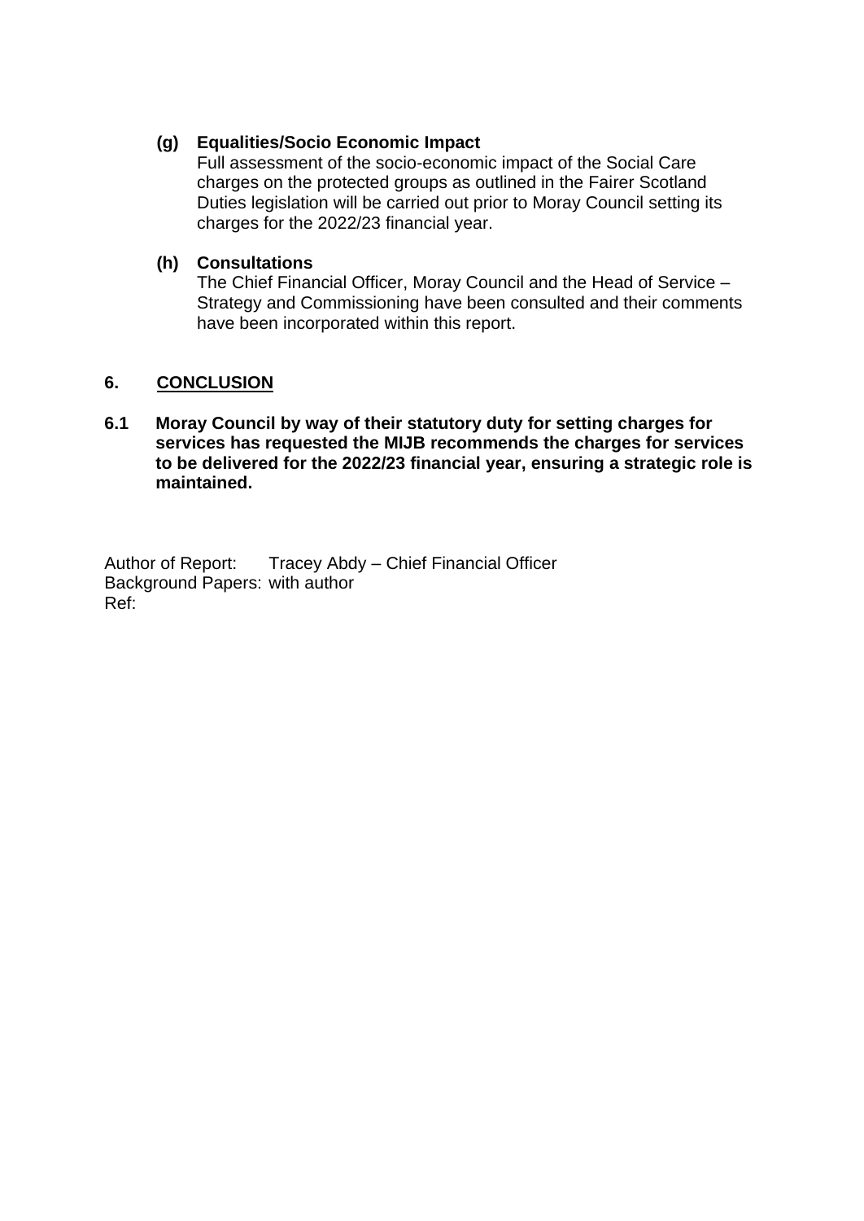**(g) Equalities/Socio Economic Impact**

Full assessment of the socio-economic impact of the Social Care charges on the protected groups as outlined in the Fairer Scotland Duties legislation will be carried out prior to Moray Council setting its charges for the 2022/23 financial year.

**(h) Consultations**

The Chief Financial Officer, Moray Council and the Head of Service – Strategy and Commissioning have been consulted and their comments have been incorporated within this report.

## 6. CONCLUSION

**6.1 Moray Council by way of their statutory duty for setting charges for services has requested the MIJB recommends the charges for services to be delivered for the 2022/23 financial year, ensuring a strategic role is maintained.**

Author of Report: Tracey Abdy – Chief Financial Officer
Background Papers: with author
Ref: